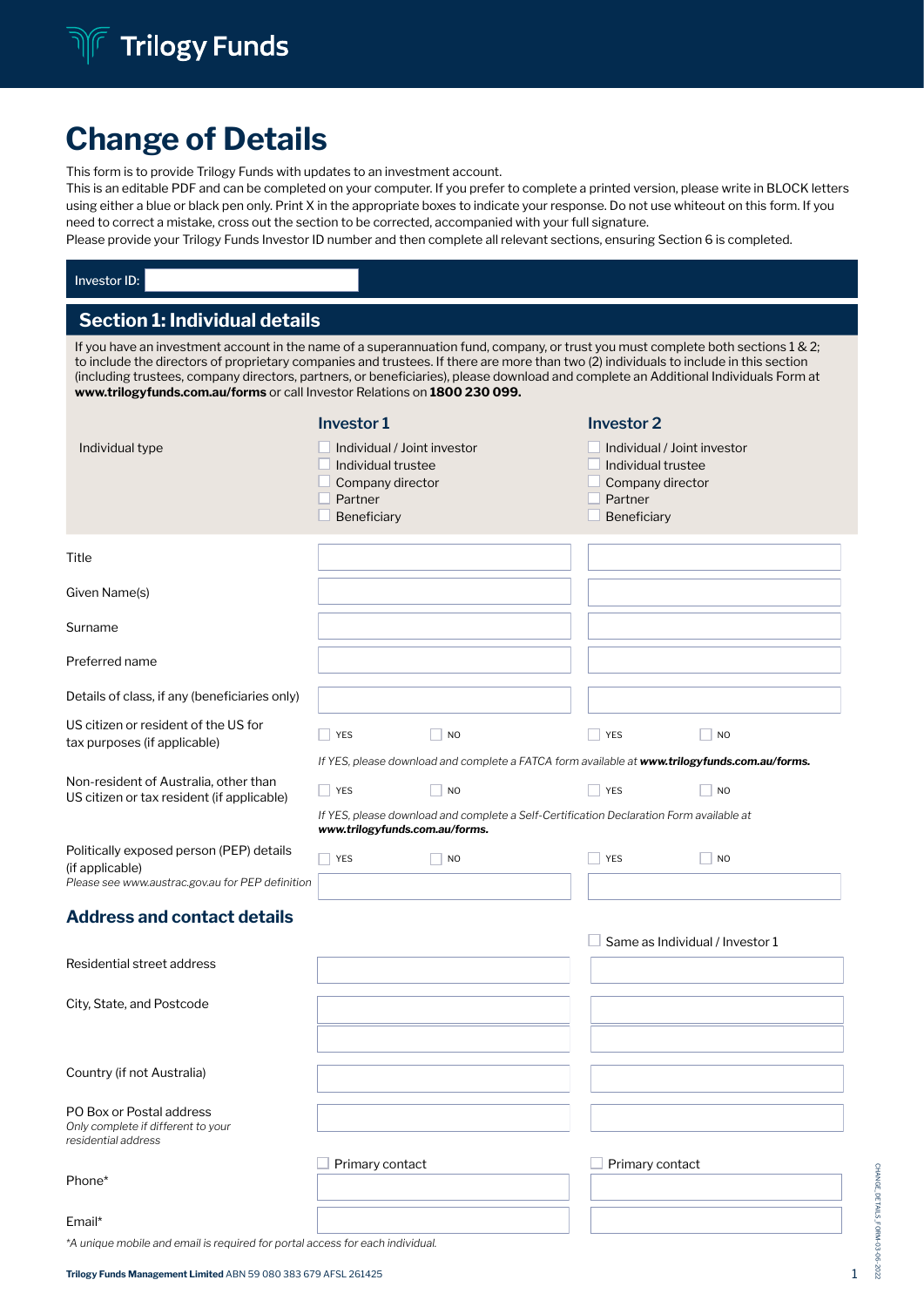# Change of Details

This form is to provide Trilogy Funds with updates to an investment account.
This is an editable PDF and can be completed on your computer. If you prefer to complete a printed version, please write in BLOCK letters using either a blue or black pen only. Print X in the appropriate boxes to indicate your response. Do not use whiteout on this form. If you need to correct a mistake, cross out the section to be corrected, accompanied with your full signature.
Please provide your Trilogy Funds Investor ID number and then complete all relevant sections, ensuring Section 6 is completed.

Investor ID: ______________________

## Section 1: Individual details

If you have an investment account in the name of a superannuation fund, company, or trust you must complete both sections 1 & 2; to include the directors of proprietary companies and trustees. If there are more than two (2) individuals to include in this section (including trustees, company directors, partners, or beneficiaries), please download and complete an Additional Individuals Form at **www.trilogyfunds.com.au/forms** or call Investor Relations on **1800 230 099.**

| | Investor 1 | Investor 2 |
|---|---|---|
| Individual type | ☐ Individual / Joint investor<br>☐ Individual trustee<br>☐ Company director<br>☐ Partner<br>☐ Beneficiary | ☐ Individual / Joint investor<br>☐ Individual trustee<br>☐ Company director<br>☐ Partner<br>☐ Beneficiary |
| Title | | |
| Given Name(s) | | |
| Surname | | |
| Preferred name | | |
| Details of class, if any (beneficiaries only) | | |
| US citizen or resident of the US for tax purposes (if applicable) | ☐ YES ☐ NO | ☐ YES ☐ NO |

*If YES, please download and complete a FATCA form available at **www.trilogyfunds.com.au/forms.***

| | Investor 1 | Investor 2 |
|---|---|---|
| Non-resident of Australia, other than US citizen or tax resident (if applicable) | ☐ YES ☐ NO | ☐ YES ☐ NO |

*If YES, please download and complete a Self-Certification Declaration Form available at **www.trilogyfunds.com.au/forms.***

| | Investor 1 | Investor 2 |
|---|---|---|
| Politically exposed person (PEP) details (if applicable)<br>*Please see www.austrac.gov.au for PEP definition* | ☐ YES ☐ NO | ☐ YES ☐ NO |

### Address and contact details

| | Investor 1 | Investor 2<br>☐ Same as Individual / Investor 1 |
|---|---|---|
| Residential street address | | |
| City, State, and Postcode | | |
| Country (if not Australia) | | |
| PO Box or Postal address<br>*Only complete if different to your residential address* | | |
| Phone* | ☐ Primary contact | ☐ Primary contact |
| Email* | | |

*\*A unique mobile and email is required for portal access for each individual.*

**Trilogy Funds Management Limited** ABN 59 080 383 679 AFSL 261425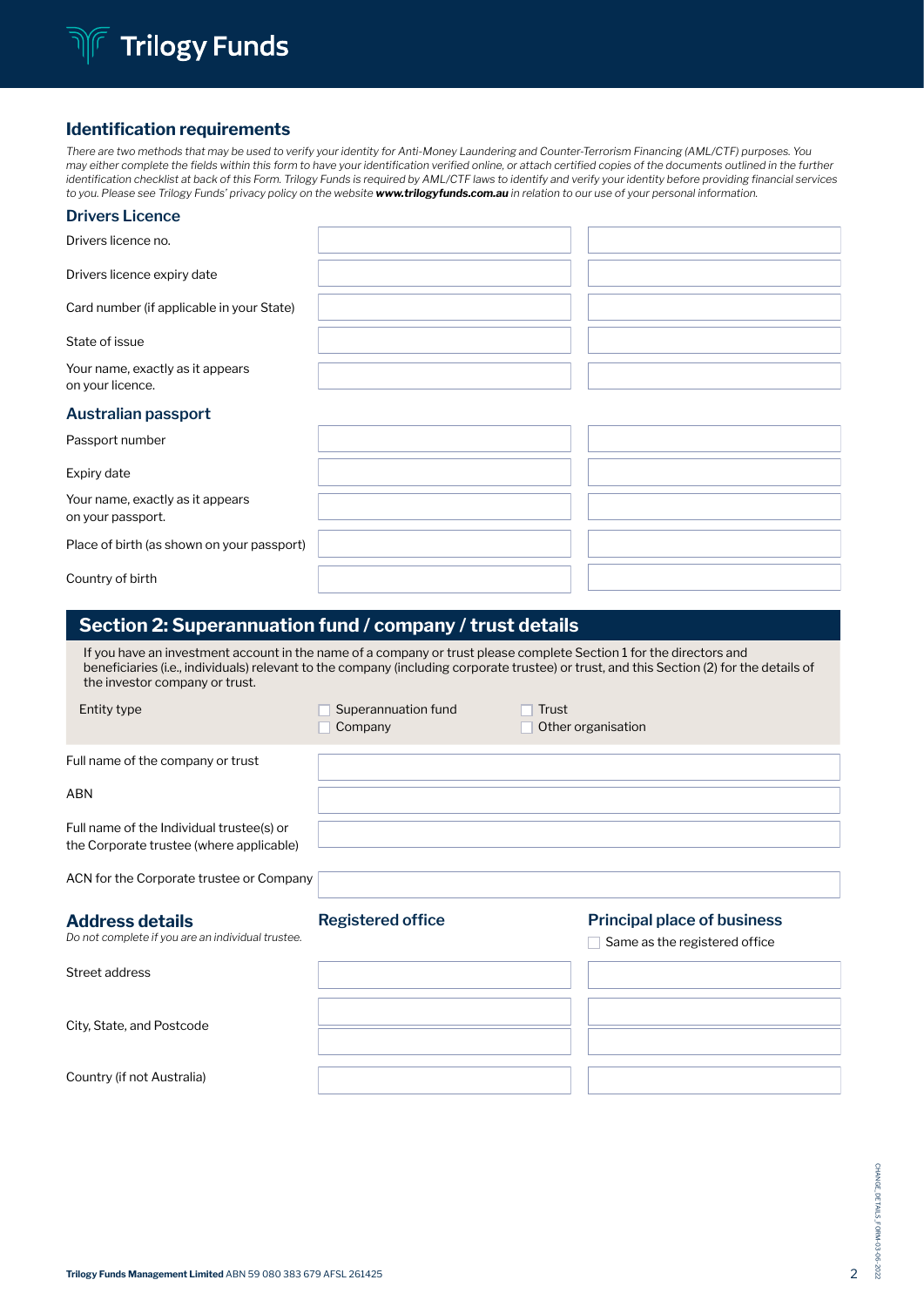## Identification requirements

*There are two methods that may be used to verify your identity for Anti-Money Laundering and Counter-Terrorism Financing (AML/CTF) purposes. You may either complete the fields within this form to have your identification verified online, or attach certified copies of the documents outlined in the further identification checklist at back of this Form. Trilogy Funds is required by AML/CTF laws to identify and verify your identity before providing financial services to you. Please see Trilogy Funds' privacy policy on the website* ***www.trilogyfunds.com.au*** *in relation to our use of your personal information.*

### Drivers Licence

| | | |
|---|---|---|
| Drivers licence no. | | |
| Drivers licence expiry date | | |
| Card number (if applicable in your State) | | |
| State of issue | | |
| Your name, exactly as it appears on your licence. | | |

### Australian passport

| | | |
|---|---|---|
| Passport number | | |
| Expiry date | | |
| Your name, exactly as it appears on your passport. | | |
| Place of birth (as shown on your passport) | | |
| Country of birth | | |

## Section 2: Superannuation fund / company / trust details

If you have an investment account in the name of a company or trust please complete Section 1 for the directors and beneficiaries (i.e., individuals) relevant to the company (including corporate trustee) or trust, and this Section (2) for the details of the investor company or trust.

Entity type

- ☐ Superannuation fund
- ☐ Company
- ☐ Trust
- ☐ Other organisation

| | |
|---|---|
| Full name of the company or trust | |
| ABN | |
| Full name of the Individual trustee(s) or the Corporate trustee (where applicable) | |
| ACN for the Corporate trustee or Company | |

### Address details

*Do not complete if you are an individual trustee.*

| | Registered office | Principal place of business ☐ Same as the registered office |
|---|---|---|
| Street address | | |
| City, State, and Postcode | | |
| Country (if not Australia) | | |

**Trilogy Funds Management Limited** ABN 59 080 383 679 AFSL 261425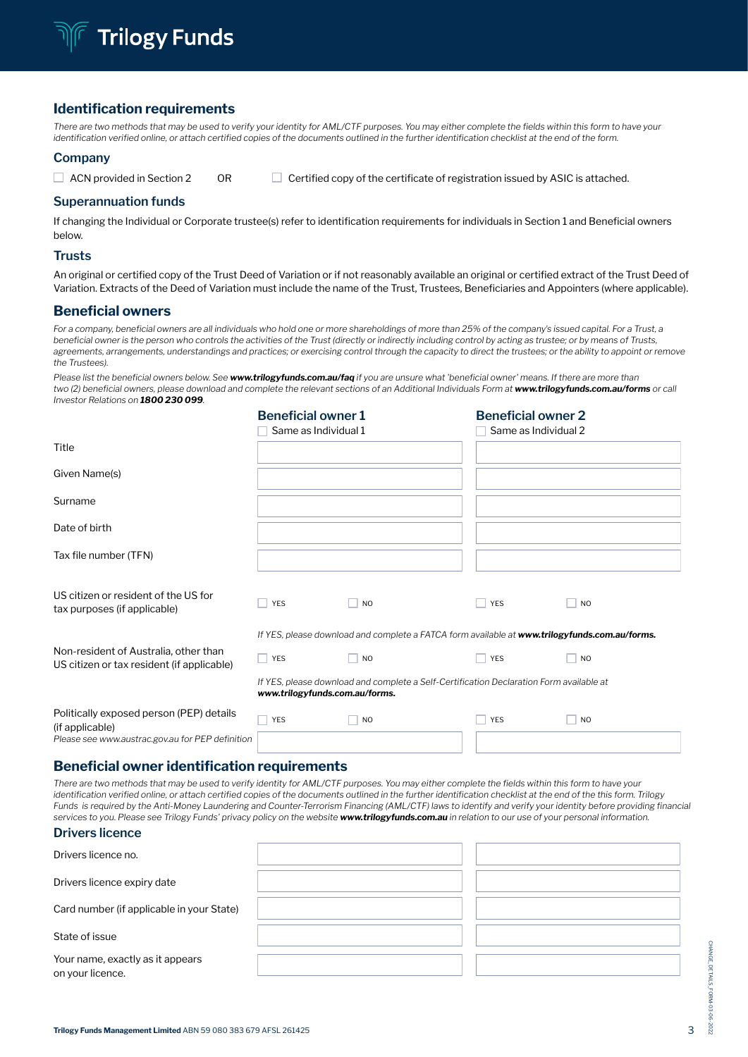## Identification requirements

*There are two methods that may be used to verify your identity for AML/CTF purposes. You may either complete the fields within this form to have your identification verified online, or attach certified copies of the documents outlined in the further identification checklist at the end of the form.*

### Company

☐ ACN provided in Section 2 OR ☐ Certified copy of the certificate of registration issued by ASIC is attached.

### Superannuation funds

If changing the Individual or Corporate trustee(s) refer to identification requirements for individuals in Section 1 and Beneficial owners below.

### Trusts

An original or certified copy of the Trust Deed of Variation or if not reasonably available an original or certified extract of the Trust Deed of Variation. Extracts of the Deed of Variation must include the name of the Trust, Trustees, Beneficiaries and Appointers (where applicable).

## Beneficial owners

*For a company, beneficial owners are all individuals who hold one or more shareholdings of more than 25% of the company's issued capital. For a Trust, a beneficial owner is the person who controls the activities of the Trust (directly or indirectly including control by acting as trustee; or by means of Trusts, agreements, arrangements, understandings and practices; or exercising control through the capacity to direct the trustees; or the ability to appoint or remove the Trustees).*

*Please list the beneficial owners below. See **www.trilogyfunds.com.au/faq** if you are unsure what 'beneficial owner' means. If there are more than two (2) beneficial owners, please download and complete the relevant sections of an Additional Individuals Form at **www.trilogyfunds.com.au/forms** or call Investor Relations on **1800 230 099**.*

| | Beneficial owner 1 | Beneficial owner 2 |
|---|---|---|
| | ☐ Same as Individual 1 | ☐ Same as Individual 2 |
| Title | | |
| Given Name(s) | | |
| Surname | | |
| Date of birth | | |
| Tax file number (TFN) | | |
| US citizen or resident of the US for tax purposes (if applicable) | ☐ YES ☐ NO | ☐ YES ☐ NO |

*If YES, please download and complete a FATCA form available at **www.trilogyfunds.com.au/forms.***

| | Beneficial owner 1 | Beneficial owner 2 |
|---|---|---|
| Non-resident of Australia, other than US citizen or tax resident (if applicable) | ☐ YES ☐ NO | ☐ YES ☐ NO |

*If YES, please download and complete a Self-Certification Declaration Form available at **www.trilogyfunds.com.au/forms.***

| | Beneficial owner 1 | Beneficial owner 2 |
|---|---|---|
| Politically exposed person (PEP) details (if applicable) *Please see www.austrac.gov.au for PEP definition* | ☐ YES ☐ NO | ☐ YES ☐ NO |
| | | |

## Beneficial owner identification requirements

*There are two methods that may be used to verify identity for AML/CTF purposes. You may either complete the fields within this form to have your identification verified online, or attach certified copies of the documents outlined in the further identification checklist at the end of the this form. Trilogy Funds is required by the Anti-Money Laundering and Counter-Terrorism Financing (AML/CTF) laws to identify and verify your identity before providing financial services to you. Please see Trilogy Funds' privacy policy on the website **www.trilogyfunds.com.au** in relation to our use of your personal information.*

### Drivers licence

| | | |
|---|---|---|
| Drivers licence no. | | |
| Drivers licence expiry date | | |
| Card number (if applicable in your State) | | |
| State of issue | | |
| Your name, exactly as it appears on your licence. | | |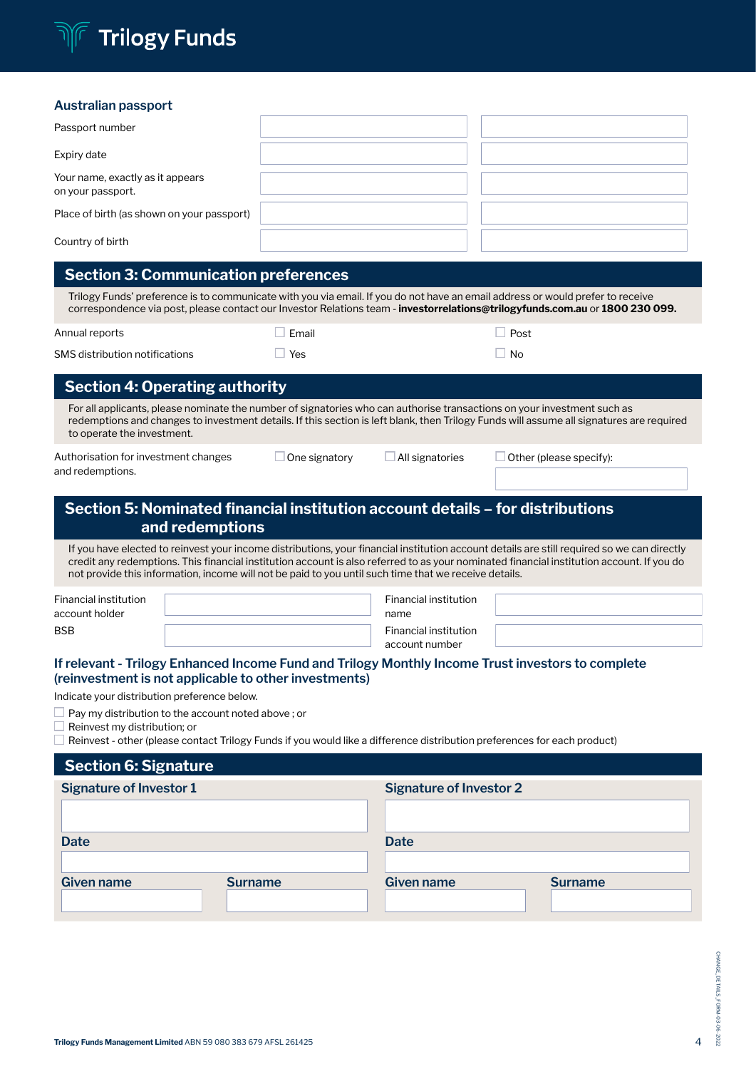### Australian passport

| | | |
|---|---|---|
| Passport number | | |
| Expiry date | | |
| Your name, exactly as it appears on your passport. | | |
| Place of birth (as shown on your passport) | | |
| Country of birth | | |

## Section 3: Communication preferences

Trilogy Funds' preference is to communicate with you via email. If you do not have an email address or would prefer to receive correspondence via post, please contact our Investor Relations team - **investorrelations@trilogyfunds.com.au** or **1800 230 099.**

| | | |
|---|---|---|
| Annual reports | ☐ Email | ☐ Post |
| SMS distribution notifications | ☐ Yes | ☐ No |

## Section 4: Operating authority

For all applicants, please nominate the number of signatories who can authorise transactions on your investment such as redemptions and changes to investment details. If this section is left blank, then Trilogy Funds will assume all signatures are required to operate the investment.

| | | | |
|---|---|---|---|
| Authorisation for investment changes and redemptions. | ☐ One signatory | ☐ All signatories | ☐ Other (please specify): |

## Section 5: Nominated financial institution account details – for distributions and redemptions

If you have elected to reinvest your income distributions, your financial institution account details are still required so we can directly credit any redemptions. This financial institution account is also referred to as your nominated financial institution account. If you do not provide this information, income will not be paid to you until such time that we receive details.

| | | | |
|---|---|---|---|
| Financial institution account holder | | Financial institution name | |
| BSB | | Financial institution account number | |

### If relevant - Trilogy Enhanced Income Fund and Trilogy Monthly Income Trust investors to complete (reinvestment is not applicable to other investments)

Indicate your distribution preference below.

- ☐ Pay my distribution to the account noted above ; or
- ☐ Reinvest my distribution; or
- ☐ Reinvest - other (please contact Trilogy Funds if you would like a difference distribution preferences for each product)

## Section 6: Signature

| Signature of Investor 1 | | Signature of Investor 2 | |
|---|---|---|---|
| | | | |
| **Date** | | **Date** | |
| | | | |
| **Given name** | **Surname** | **Given name** | **Surname** |
| | | | |

**Trilogy Funds Management Limited** ABN 59 080 383 679 AFSL 261425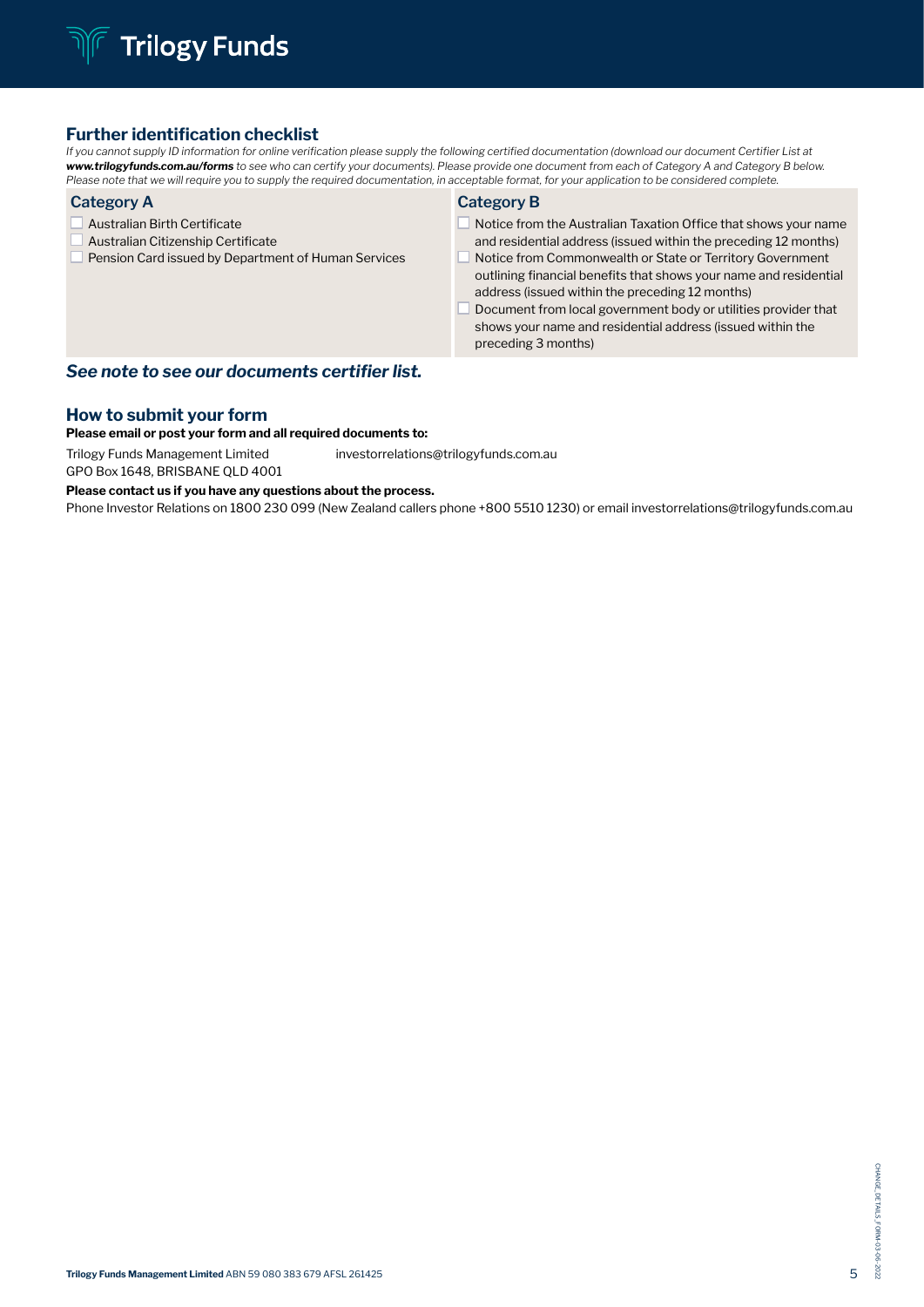## Further identification checklist

*If you cannot supply ID information for online verification please supply the following certified documentation (download our document Certifier List at* ***www.trilogyfunds.com.au/forms*** *to see who can certify your documents). Please provide one document from each of Category A and Category B below. Please note that we will require you to supply the required documentation, in acceptable format, for your application to be considered complete.*

### Category A

- ☐ Australian Birth Certificate
- ☐ Australian Citizenship Certificate
- ☐ Pension Card issued by Department of Human Services

### Category B

- ☐ Notice from the Australian Taxation Office that shows your name and residential address (issued within the preceding 12 months)
- ☐ Notice from Commonwealth or State or Territory Government outlining financial benefits that shows your name and residential address (issued within the preceding 12 months)
- ☐ Document from local government body or utilities provider that shows your name and residential address (issued within the preceding 3 months)

***See note to see our documents certifier list.***

## How to submit your form

**Please email or post your form and all required documents to:**

Trilogy Funds Management Limited
GPO Box 1648, BRISBANE QLD 4001

investorrelations@trilogyfunds.com.au

**Please contact us if you have any questions about the process.**

Phone Investor Relations on 1800 230 099 (New Zealand callers phone +800 5510 1230) or email investorrelations@trilogyfunds.com.au

**Trilogy Funds Management Limited** ABN 59 080 383 679 AFSL 261425

CHANGE_DETAILS_FORM-03-06-2022